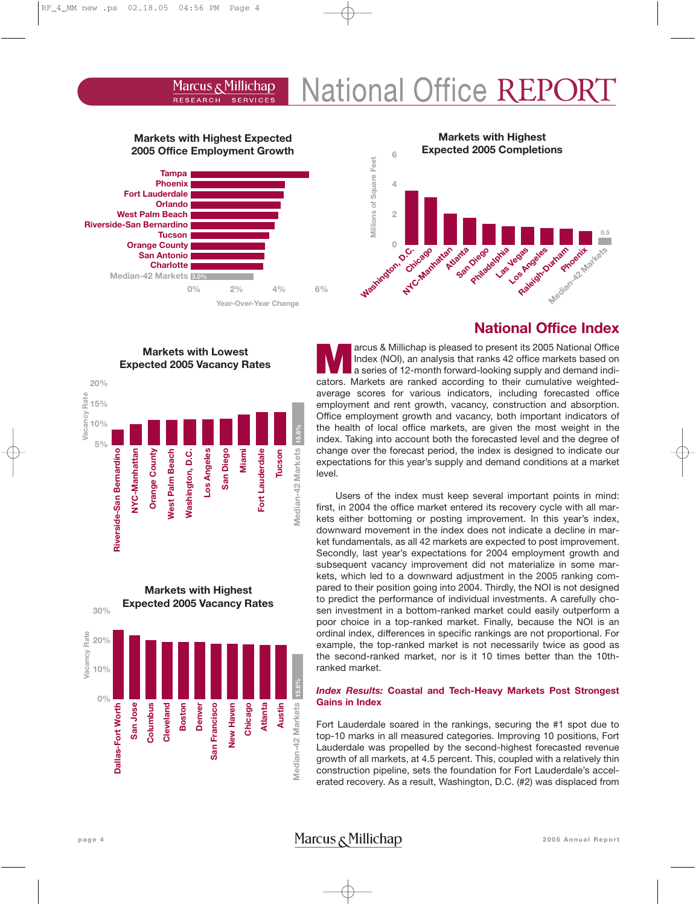# National Office REPORT

### Markets with Highest Expected 2005 Office Employment Growth

Tampa
Phoenix
Fort Lauderdale
Orlando
West Palm Beach
Riverside-San Bernardino
Tucson
Orange County
San Antonio
Charlotte
Median-42 Markets 3.0%

0% 2% 4% 6%

Year-Over-Year Change

### Markets with Highest Expected 2005 Completions

Millions of Square Feet

Washington, D.C.
Chicago
NYC-Manhattan
Atlanta
San Diego
Philadelphia
Las Vegas
Los Angeles
Raleigh-Durham
Phoenix
Median-42 Markets 0.5

### Markets with Lowest Expected 2005 Vacancy Rates

Vacancy Rate

Riverside-San Bernardino
NYC-Manhattan
Orange County
West Palm Beach
Washington, D.C.
Los Angeles
San Diego
Miami
Fort Lauderdale
Tucson
Median-42 Markets 15.6%

### Markets with Highest Expected 2005 Vacancy Rates

Vacancy Rate

Dallas-Fort Worth
San Jose
Columbus
Cleveland
Boston
Denver
San Francisco
New Haven
Chicago
Atlanta
Austin
Median-42 Markets 15.6%

## National Office Index

Marcus & Millichap is pleased to present its 2005 National Office Index (NOI), an analysis that ranks 42 office markets based on a series of 12-month forward-looking supply and demand indicators. Markets are ranked according to their cumulative weighted-average scores for various indicators, including forecasted office employment and rent growth, vacancy, construction and absorption. Office employment growth and vacancy, both important indicators of the health of local office markets, are given the most weight in the index. Taking into account both the forecasted level and the degree of change over the forecast period, the index is designed to indicate our expectations for this year's supply and demand conditions at a market level.

Users of the index must keep several important points in mind: first, in 2004 the office market entered its recovery cycle with all markets either bottoming or posting improvement. In this year's index, downward movement in the index does not indicate a decline in market fundamentals, as all 42 markets are expected to post improvement. Secondly, last year's expectations for 2004 employment growth and subsequent vacancy improvement did not materialize in some markets, which led to a downward adjustment in the 2005 ranking compared to their position going into 2004. Thirdly, the NOI is not designed to predict the performance of individual investments. A carefully chosen investment in a bottom-ranked market could easily outperform a poor choice in a top-ranked market. Finally, because the NOI is an ordinal index, differences in specific rankings are not proportional. For example, the top-ranked market is not necessarily twice as good as the second-ranked market, nor is it 10 times better than the 10th-ranked market.

### *Index Results:* Coastal and Tech-Heavy Markets Post Strongest Gains in Index

Fort Lauderdale soared in the rankings, securing the #1 spot due to top-10 marks in all measured categories. Improving 10 positions, Fort Lauderdale was propelled by the second-highest forecasted revenue growth of all markets, at 4.5 percent. This, coupled with a relatively thin construction pipeline, sets the foundation for Fort Lauderdale's accelerated recovery. As a result, Washington, D.C. (#2) was displaced from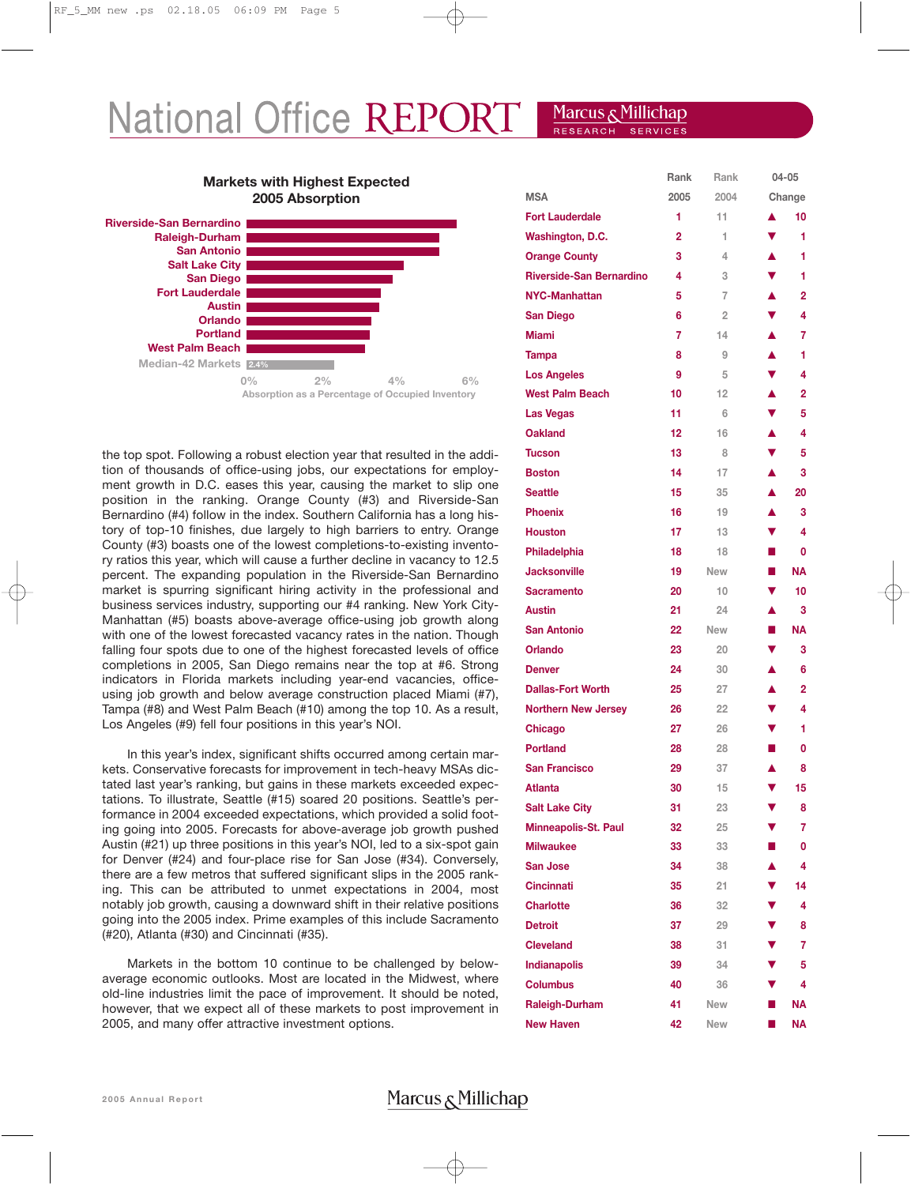# National Office REPORT

**Markets with Highest Expected 2005 Absorption**

Riverside-San Bernardino
Raleigh-Durham
San Antonio
Salt Lake City
San Diego
Fort Lauderdale
Austin
Orlando
Portland
West Palm Beach
Median-42 Markets 2.4%

0% 2% 4% 6%
Absorption as a Percentage of Occupied Inventory

the top spot. Following a robust election year that resulted in the addition of thousands of office-using jobs, our expectations for employment growth in D.C. eases this year, causing the market to slip one position in the ranking. Orange County (#3) and Riverside-San Bernardino (#4) follow in the index. Southern California has a long history of top-10 finishes, due largely to high barriers to entry. Orange County (#3) boasts one of the lowest completions-to-existing inventory ratios this year, which will cause a further decline in vacancy to 12.5 percent. The expanding population in the Riverside-San Bernardino market is spurring significant hiring activity in the professional and business services industry, supporting our #4 ranking. New York City-Manhattan (#5) boasts above-average office-using job growth along with one of the lowest forecasted vacancy rates in the nation. Though falling four spots due to one of the highest forecasted levels of office completions in 2005, San Diego remains near the top at #6. Strong indicators in Florida markets including year-end vacancies, office-using job growth and below average construction placed Miami (#7), Tampa (#8) and West Palm Beach (#10) among the top 10. As a result, Los Angeles (#9) fell four positions in this year's NOI.

In this year's index, significant shifts occurred among certain markets. Conservative forecasts for improvement in tech-heavy MSAs dictated last year's ranking, but gains in these markets exceeded expectations. To illustrate, Seattle (#15) soared 20 positions. Seattle's performance in 2004 exceeded expectations, which provided a solid footing going into 2005. Forecasts for above-average job growth pushed Austin (#21) up three positions in this year's NOI, led to a six-spot gain for Denver (#24) and four-place rise for San Jose (#34). Conversely, there are a few metros that suffered significant slips in the 2005 ranking. This can be attributed to unmet expectations in 2004, most notably job growth, causing a downward shift in their relative positions going into the 2005 index. Prime examples of this include Sacramento (#20), Atlanta (#30) and Cincinnati (#35).

Markets in the bottom 10 continue to be challenged by below-average economic outlooks. Most are located in the Midwest, where old-line industries limit the pace of improvement. It should be noted, however, that we expect all of these markets to post improvement in 2005, and many offer attractive investment options.

| MSA | Rank 2005 | Rank 2004 | 04-05 Change |
|---|---|---|---|
| Fort Lauderdale | 1 | 11 | ▲ 10 |
| Washington, D.C. | 2 | 1 | ▼ 1 |
| Orange County | 3 | 4 | ▲ 1 |
| Riverside-San Bernardino | 4 | 3 | ▼ 1 |
| NYC-Manhattan | 5 | 7 | ▲ 2 |
| San Diego | 6 | 2 | ▼ 4 |
| Miami | 7 | 14 | ▲ 7 |
| Tampa | 8 | 9 | ▲ 1 |
| Los Angeles | 9 | 5 | ▼ 4 |
| West Palm Beach | 10 | 12 | ▲ 2 |
| Las Vegas | 11 | 6 | ▼ 5 |
| Oakland | 12 | 16 | ▲ 4 |
| Tucson | 13 | 8 | ▼ 5 |
| Boston | 14 | 17 | ▲ 3 |
| Seattle | 15 | 35 | ▲ 20 |
| Phoenix | 16 | 19 | ▲ 3 |
| Houston | 17 | 13 | ▼ 4 |
| Philadelphia | 18 | 18 | ■ 0 |
| Jacksonville | 19 | New | ■ NA |
| Sacramento | 20 | 10 | ▼ 10 |
| Austin | 21 | 24 | ▲ 3 |
| San Antonio | 22 | New | ■ NA |
| Orlando | 23 | 20 | ▼ 3 |
| Denver | 24 | 30 | ▲ 6 |
| Dallas-Fort Worth | 25 | 27 | ▲ 2 |
| Northern New Jersey | 26 | 22 | ▼ 4 |
| Chicago | 27 | 26 | ▼ 1 |
| Portland | 28 | 28 | ■ 0 |
| San Francisco | 29 | 37 | ▲ 8 |
| Atlanta | 30 | 15 | ▼ 15 |
| Salt Lake City | 31 | 23 | ▼ 8 |
| Minneapolis-St. Paul | 32 | 25 | ▼ 7 |
| Milwaukee | 33 | 33 | ■ 0 |
| San Jose | 34 | 38 | ▲ 4 |
| Cincinnati | 35 | 21 | ▼ 14 |
| Charlotte | 36 | 32 | ▼ 4 |
| Detroit | 37 | 29 | ▼ 8 |
| Cleveland | 38 | 31 | ▼ 7 |
| Indianapolis | 39 | 34 | ▼ 5 |
| Columbus | 40 | 36 | ▼ 4 |
| Raleigh-Durham | 41 | New | ■ NA |
| New Haven | 42 | New | ■ NA |